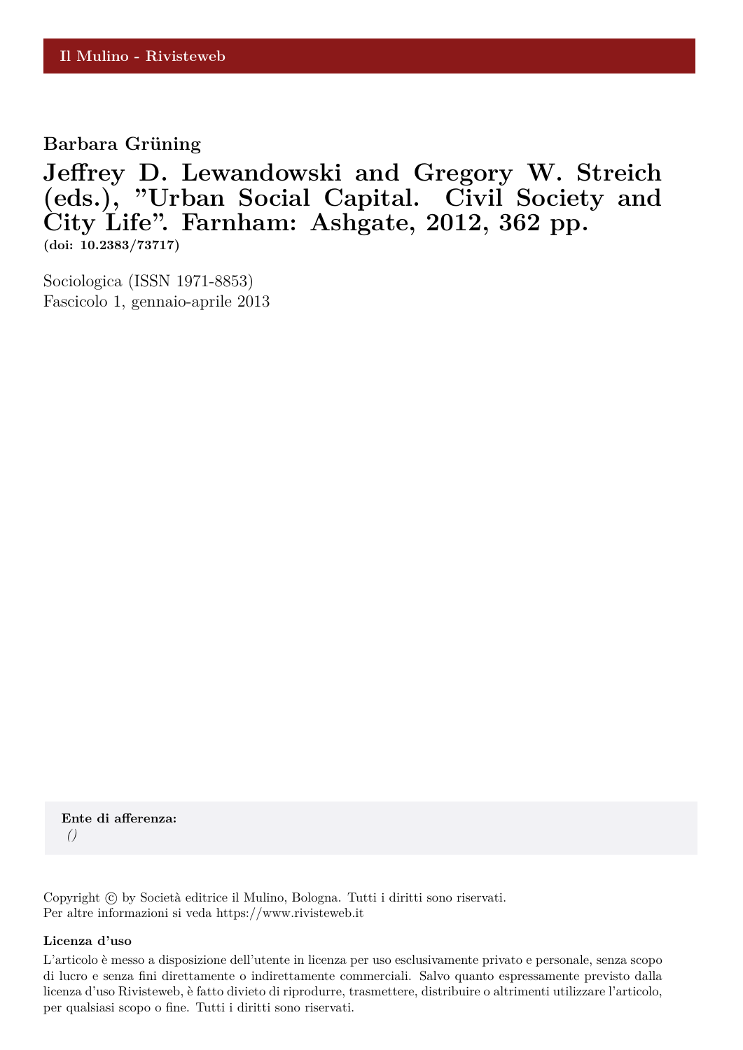Il Mulino - Rivisteweb

**Barbara Grüning**

# Jeffrey D. Lewandowski and Gregory W. Streich (eds.), "Urban Social Capital. Civil Society and City Life". Farnham: Ashgate, 2012, 362 pp.

**(doi: 10.2383/73717)**

Sociologica (ISSN 1971-8853)
Fascicolo 1, gennaio-aprile 2013

**Ente di afferenza:**
*()*

Copyright © by Società editrice il Mulino, Bologna. Tutti i diritti sono riservati.
Per altre informazioni si veda https://www.rivisteweb.it

**Licenza d'uso**

L'articolo è messo a disposizione dell'utente in licenza per uso esclusivamente privato e personale, senza scopo di lucro e senza fini direttamente o indirettamente commerciali. Salvo quanto espressamente previsto dalla licenza d'uso Rivisteweb, è fatto divieto di riprodurre, trasmettere, distribuire o altrimenti utilizzare l'articolo, per qualsiasi scopo o fine. Tutti i diritti sono riservati.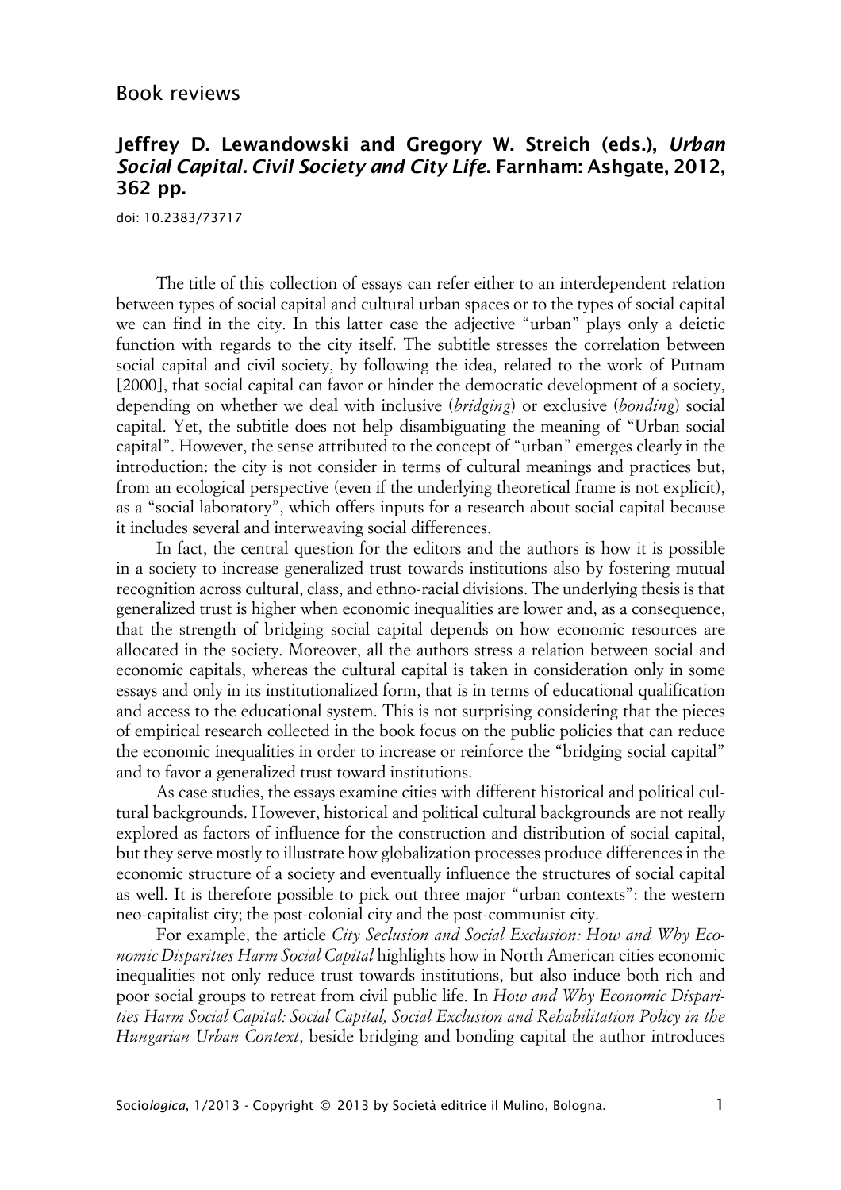Book reviews

## Jeffrey D. Lewandowski and Gregory W. Streich (eds.), *Urban Social Capital. Civil Society and City Life.* Farnham: Ashgate, 2012, 362 pp.

doi: 10.2383/73717

The title of this collection of essays can refer either to an interdependent relation between types of social capital and cultural urban spaces or to the types of social capital we can find in the city. In this latter case the adjective "urban" plays only a deictic function with regards to the city itself. The subtitle stresses the correlation between social capital and civil society, by following the idea, related to the work of Putnam [2000], that social capital can favor or hinder the democratic development of a society, depending on whether we deal with inclusive (*bridging*) or exclusive (*bonding*) social capital. Yet, the subtitle does not help disambiguating the meaning of "Urban social capital". However, the sense attributed to the concept of "urban" emerges clearly in the introduction: the city is not consider in terms of cultural meanings and practices but, from an ecological perspective (even if the underlying theoretical frame is not explicit), as a "social laboratory", which offers inputs for a research about social capital because it includes several and interweaving social differences.

In fact, the central question for the editors and the authors is how it is possible in a society to increase generalized trust towards institutions also by fostering mutual recognition across cultural, class, and ethno-racial divisions. The underlying thesis is that generalized trust is higher when economic inequalities are lower and, as a consequence, that the strength of bridging social capital depends on how economic resources are allocated in the society. Moreover, all the authors stress a relation between social and economic capitals, whereas the cultural capital is taken in consideration only in some essays and only in its institutionalized form, that is in terms of educational qualification and access to the educational system. This is not surprising considering that the pieces of empirical research collected in the book focus on the public policies that can reduce the economic inequalities in order to increase or reinforce the "bridging social capital" and to favor a generalized trust toward institutions.

As case studies, the essays examine cities with different historical and political cultural backgrounds. However, historical and political cultural backgrounds are not really explored as factors of influence for the construction and distribution of social capital, but they serve mostly to illustrate how globalization processes produce differences in the economic structure of a society and eventually influence the structures of social capital as well. It is therefore possible to pick out three major "urban contexts": the western neo-capitalist city; the post-colonial city and the post-communist city.

For example, the article *City Seclusion and Social Exclusion: How and Why Economic Disparities Harm Social Capital* highlights how in North American cities economic inequalities not only reduce trust towards institutions, but also induce both rich and poor social groups to retreat from civil public life. In *How and Why Economic Disparities Harm Social Capital: Social Capital, Social Exclusion and Rehabilitation Policy in the Hungarian Urban Context*, beside bridging and bonding capital the author introduces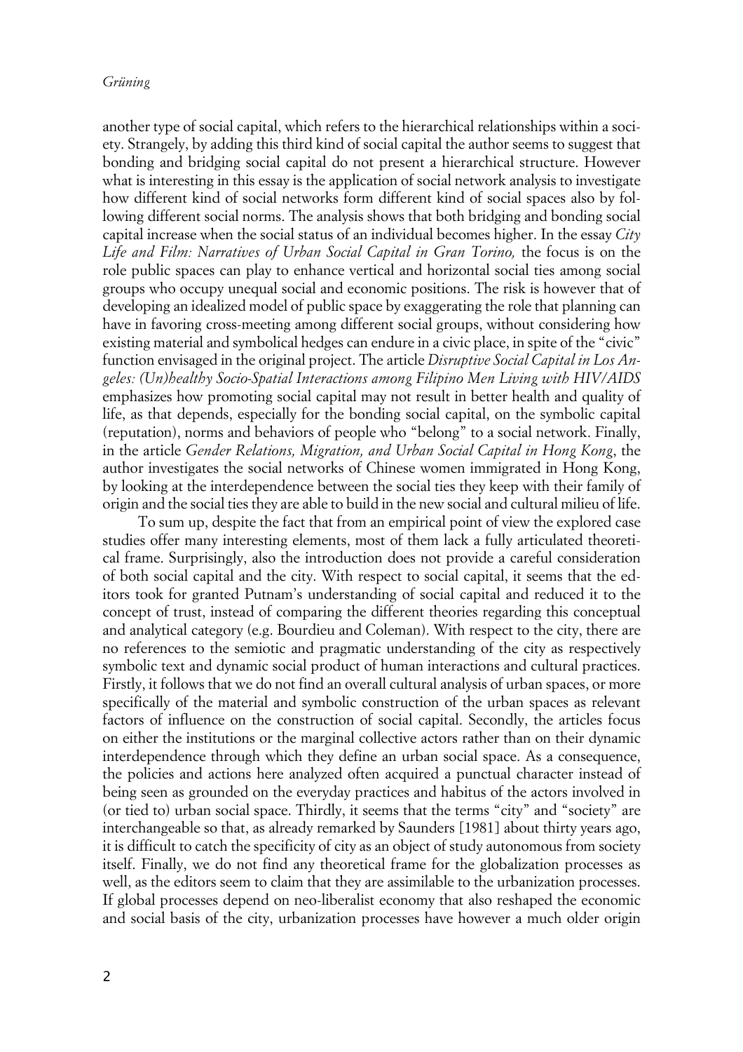another type of social capital, which refers to the hierarchical relationships within a society. Strangely, by adding this third kind of social capital the author seems to suggest that bonding and bridging social capital do not present a hierarchical structure. However what is interesting in this essay is the application of social network analysis to investigate how different kind of social networks form different kind of social spaces also by following different social norms. The analysis shows that both bridging and bonding social capital increase when the social status of an individual becomes higher. In the essay *City Life and Film: Narratives of Urban Social Capital in Gran Torino,* the focus is on the role public spaces can play to enhance vertical and horizontal social ties among social groups who occupy unequal social and economic positions. The risk is however that of developing an idealized model of public space by exaggerating the role that planning can have in favoring cross-meeting among different social groups, without considering how existing material and symbolical hedges can endure in a civic place, in spite of the "civic" function envisaged in the original project. The article *Disruptive Social Capital in Los Angeles: (Un)healthy Socio-Spatial Interactions among Filipino Men Living with HIV/AIDS* emphasizes how promoting social capital may not result in better health and quality of life, as that depends, especially for the bonding social capital, on the symbolic capital (reputation), norms and behaviors of people who "belong" to a social network. Finally, in the article *Gender Relations, Migration, and Urban Social Capital in Hong Kong*, the author investigates the social networks of Chinese women immigrated in Hong Kong, by looking at the interdependence between the social ties they keep with their family of origin and the social ties they are able to build in the new social and cultural milieu of life.

To sum up, despite the fact that from an empirical point of view the explored case studies offer many interesting elements, most of them lack a fully articulated theoretical frame. Surprisingly, also the introduction does not provide a careful consideration of both social capital and the city. With respect to social capital, it seems that the editors took for granted Putnam's understanding of social capital and reduced it to the concept of trust, instead of comparing the different theories regarding this conceptual and analytical category (e.g. Bourdieu and Coleman). With respect to the city, there are no references to the semiotic and pragmatic understanding of the city as respectively symbolic text and dynamic social product of human interactions and cultural practices. Firstly, it follows that we do not find an overall cultural analysis of urban spaces, or more specifically of the material and symbolic construction of the urban spaces as relevant factors of influence on the construction of social capital. Secondly, the articles focus on either the institutions or the marginal collective actors rather than on their dynamic interdependence through which they define an urban social space. As a consequence, the policies and actions here analyzed often acquired a punctual character instead of being seen as grounded on the everyday practices and habitus of the actors involved in (or tied to) urban social space. Thirdly, it seems that the terms "city" and "society" are interchangeable so that, as already remarked by Saunders [1981] about thirty years ago, it is difficult to catch the specificity of city as an object of study autonomous from society itself. Finally, we do not find any theoretical frame for the globalization processes as well, as the editors seem to claim that they are assimilable to the urbanization processes. If global processes depend on neo-liberalist economy that also reshaped the economic and social basis of the city, urbanization processes have however a much older origin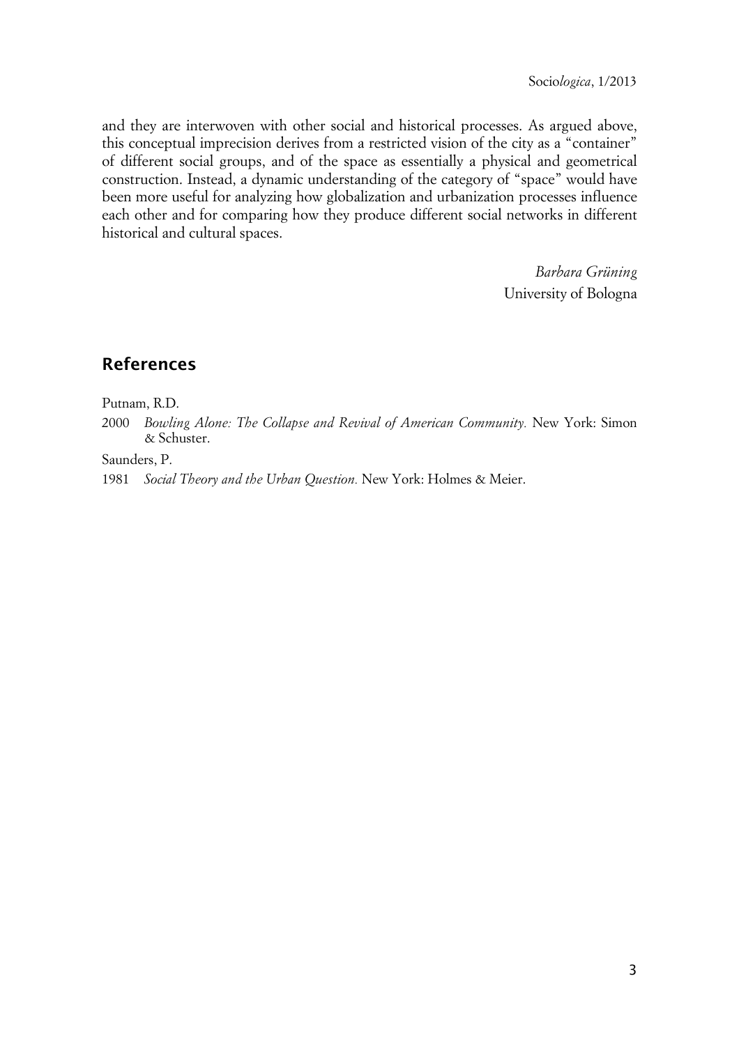and they are interwoven with other social and historical processes. As argued above, this conceptual imprecision derives from a restricted vision of the city as a "container" of different social groups, and of the space as essentially a physical and geometrical construction. Instead, a dynamic understanding of the category of "space" would have been more useful for analyzing how globalization and urbanization processes influence each other and for comparing how they produce different social networks in different historical and cultural spaces.

*Barbara Grüning*
University of Bologna

## References

Putnam, R.D.

2000 *Bowling Alone: The Collapse and Revival of American Community.* New York: Simon & Schuster.

Saunders, P.

1981 *Social Theory and the Urban Question.* New York: Holmes & Meier.